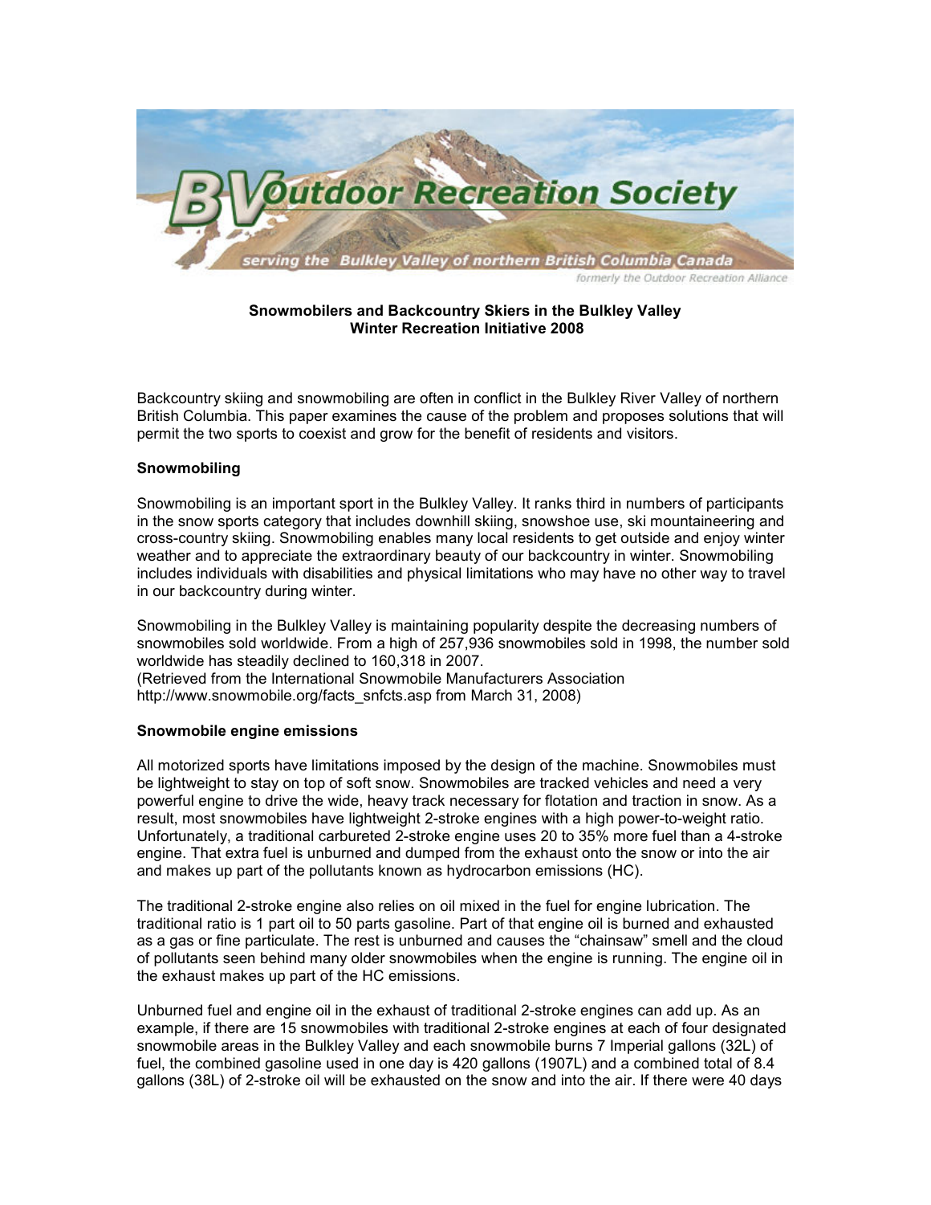**Snowmobilers and Backcountry Skiers in the Bulkley Valley**
**Winter Recreation Initiative 2008**

Backcountry skiing and snowmobiling are often in conflict in the Bulkley River Valley of northern British Columbia. This paper examines the cause of the problem and proposes solutions that will permit the two sports to coexist and grow for the benefit of residents and visitors.

## Snowmobiling

Snowmobiling is an important sport in the Bulkley Valley. It ranks third in numbers of participants in the snow sports category that includes downhill skiing, snowshoe use, ski mountaineering and cross-country skiing. Snowmobiling enables many local residents to get outside and enjoy winter weather and to appreciate the extraordinary beauty of our backcountry in winter. Snowmobiling includes individuals with disabilities and physical limitations who may have no other way to travel in our backcountry during winter.

Snowmobiling in the Bulkley Valley is maintaining popularity despite the decreasing numbers of snowmobiles sold worldwide. From a high of 257,936 snowmobiles sold in 1998, the number sold worldwide has steadily declined to 160,318 in 2007.
(Retrieved from the International Snowmobile Manufacturers Association http://www.snowmobile.org/facts_snfcts.asp from March 31, 2008)

## Snowmobile engine emissions

All motorized sports have limitations imposed by the design of the machine. Snowmobiles must be lightweight to stay on top of soft snow. Snowmobiles are tracked vehicles and need a very powerful engine to drive the wide, heavy track necessary for flotation and traction in snow. As a result, most snowmobiles have lightweight 2-stroke engines with a high power-to-weight ratio. Unfortunately, a traditional carbureted 2-stroke engine uses 20 to 35% more fuel than a 4-stroke engine. That extra fuel is unburned and dumped from the exhaust onto the snow or into the air and makes up part of the pollutants known as hydrocarbon emissions (HC).

The traditional 2-stroke engine also relies on oil mixed in the fuel for engine lubrication. The traditional ratio is 1 part oil to 50 parts gasoline. Part of that engine oil is burned and exhausted as a gas or fine particulate. The rest is unburned and causes the "chainsaw" smell and the cloud of pollutants seen behind many older snowmobiles when the engine is running. The engine oil in the exhaust makes up part of the HC emissions.

Unburned fuel and engine oil in the exhaust of traditional 2-stroke engines can add up. As an example, if there are 15 snowmobiles with traditional 2-stroke engines at each of four designated snowmobile areas in the Bulkley Valley and each snowmobile burns 7 Imperial gallons (32L) of fuel, the combined gasoline used in one day is 420 gallons (1907L) and a combined total of 8.4 gallons (38L) of 2-stroke oil will be exhausted on the snow and into the air. If there were 40 days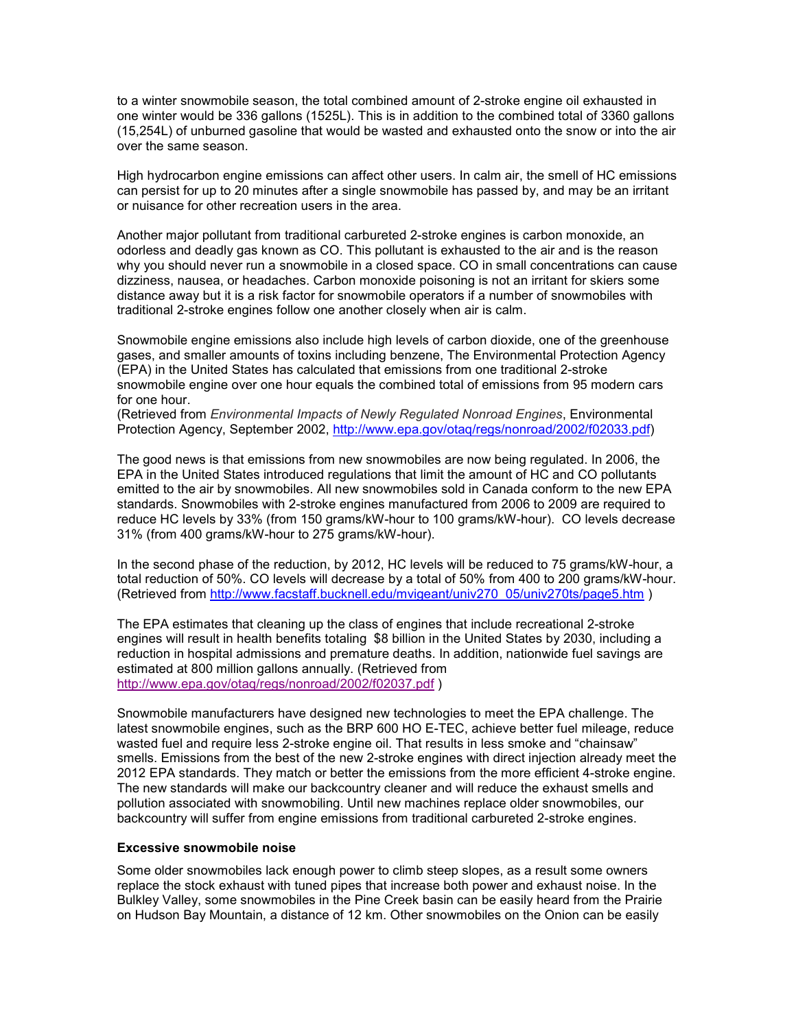to a winter snowmobile season, the total combined amount of 2-stroke engine oil exhausted in one winter would be 336 gallons (1525L). This is in addition to the combined total of 3360 gallons (15,254L) of unburned gasoline that would be wasted and exhausted onto the snow or into the air over the same season.

High hydrocarbon engine emissions can affect other users. In calm air, the smell of HC emissions can persist for up to 20 minutes after a single snowmobile has passed by, and may be an irritant or nuisance for other recreation users in the area.

Another major pollutant from traditional carbureted 2-stroke engines is carbon monoxide, an odorless and deadly gas known as CO. This pollutant is exhausted to the air and is the reason why you should never run a snowmobile in a closed space. CO in small concentrations can cause dizziness, nausea, or headaches. Carbon monoxide poisoning is not an irritant for skiers some distance away but it is a risk factor for snowmobile operators if a number of snowmobiles with traditional 2-stroke engines follow one another closely when air is calm.

Snowmobile engine emissions also include high levels of carbon dioxide, one of the greenhouse gases, and smaller amounts of toxins including benzene, The Environmental Protection Agency (EPA) in the United States has calculated that emissions from one traditional 2-stroke snowmobile engine over one hour equals the combined total of emissions from 95 modern cars for one hour.
(Retrieved from *Environmental Impacts of Newly Regulated Nonroad Engines*, Environmental Protection Agency, September 2002, http://www.epa.gov/otaq/regs/nonroad/2002/f02033.pdf)

The good news is that emissions from new snowmobiles are now being regulated. In 2006, the EPA in the United States introduced regulations that limit the amount of HC and CO pollutants emitted to the air by snowmobiles. All new snowmobiles sold in Canada conform to the new EPA standards. Snowmobiles with 2-stroke engines manufactured from 2006 to 2009 are required to reduce HC levels by 33% (from 150 grams/kW-hour to 100 grams/kW-hour). CO levels decrease 31% (from 400 grams/kW-hour to 275 grams/kW-hour).

In the second phase of the reduction, by 2012, HC levels will be reduced to 75 grams/kW-hour, a total reduction of 50%. CO levels will decrease by a total of 50% from 400 to 200 grams/kW-hour. (Retrieved from http://www.facstaff.bucknell.edu/mvigeant/univ270_05/univ270ts/page5.htm )

The EPA estimates that cleaning up the class of engines that include recreational 2-stroke engines will result in health benefits totaling $8 billion in the United States by 2030, including a reduction in hospital admissions and premature deaths. In addition, nationwide fuel savings are estimated at 800 million gallons annually. (Retrieved from http://www.epa.gov/otaq/regs/nonroad/2002/f02037.pdf )

Snowmobile manufacturers have designed new technologies to meet the EPA challenge. The latest snowmobile engines, such as the BRP 600 HO E-TEC, achieve better fuel mileage, reduce wasted fuel and require less 2-stroke engine oil. That results in less smoke and "chainsaw" smells. Emissions from the best of the new 2-stroke engines with direct injection already meet the 2012 EPA standards. They match or better the emissions from the more efficient 4-stroke engine. The new standards will make our backcountry cleaner and will reduce the exhaust smells and pollution associated with snowmobiling. Until new machines replace older snowmobiles, our backcountry will suffer from engine emissions from traditional carbureted 2-stroke engines.

**Excessive snowmobile noise**

Some older snowmobiles lack enough power to climb steep slopes, as a result some owners replace the stock exhaust with tuned pipes that increase both power and exhaust noise. In the Bulkley Valley, some snowmobiles in the Pine Creek basin can be easily heard from the Prairie on Hudson Bay Mountain, a distance of 12 km. Other snowmobiles on the Onion can be easily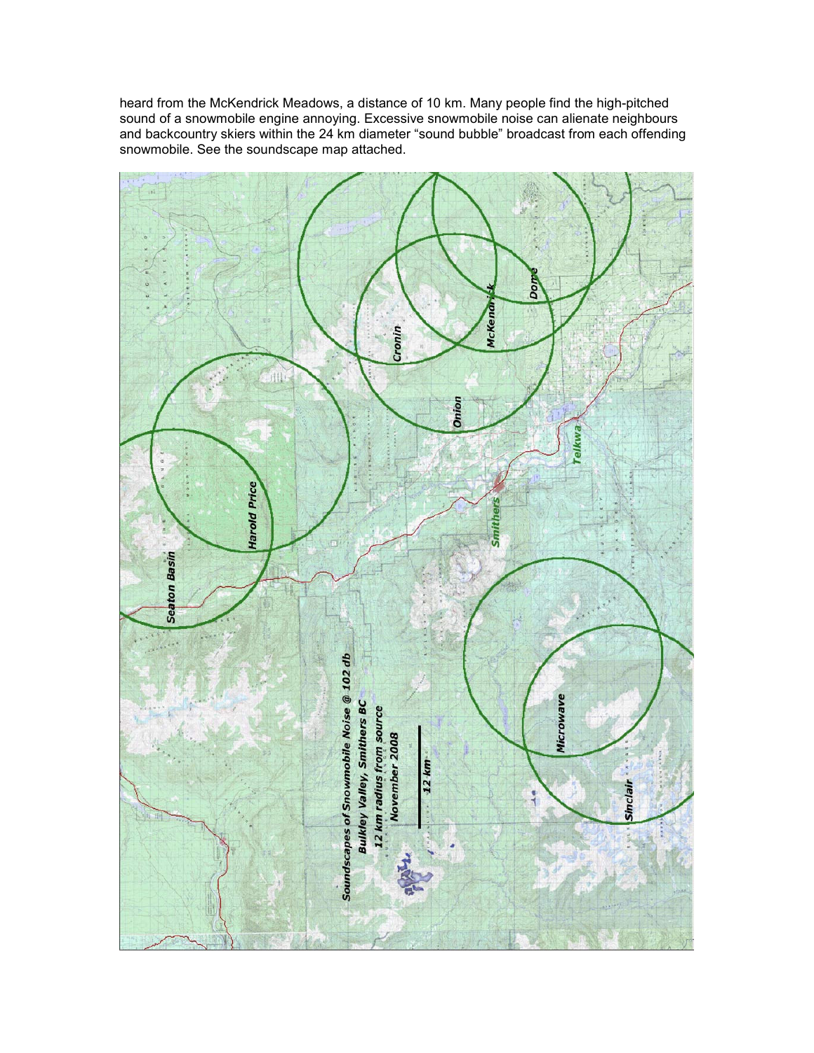heard from the McKendrick Meadows, a distance of 10 km. Many people find the high-pitched sound of a snowmobile engine annoying. Excessive snowmobile noise can alienate neighbours and backcountry skiers within the 24 km diameter "sound bubble" broadcast from each offending snowmobile. See the soundscape map attached.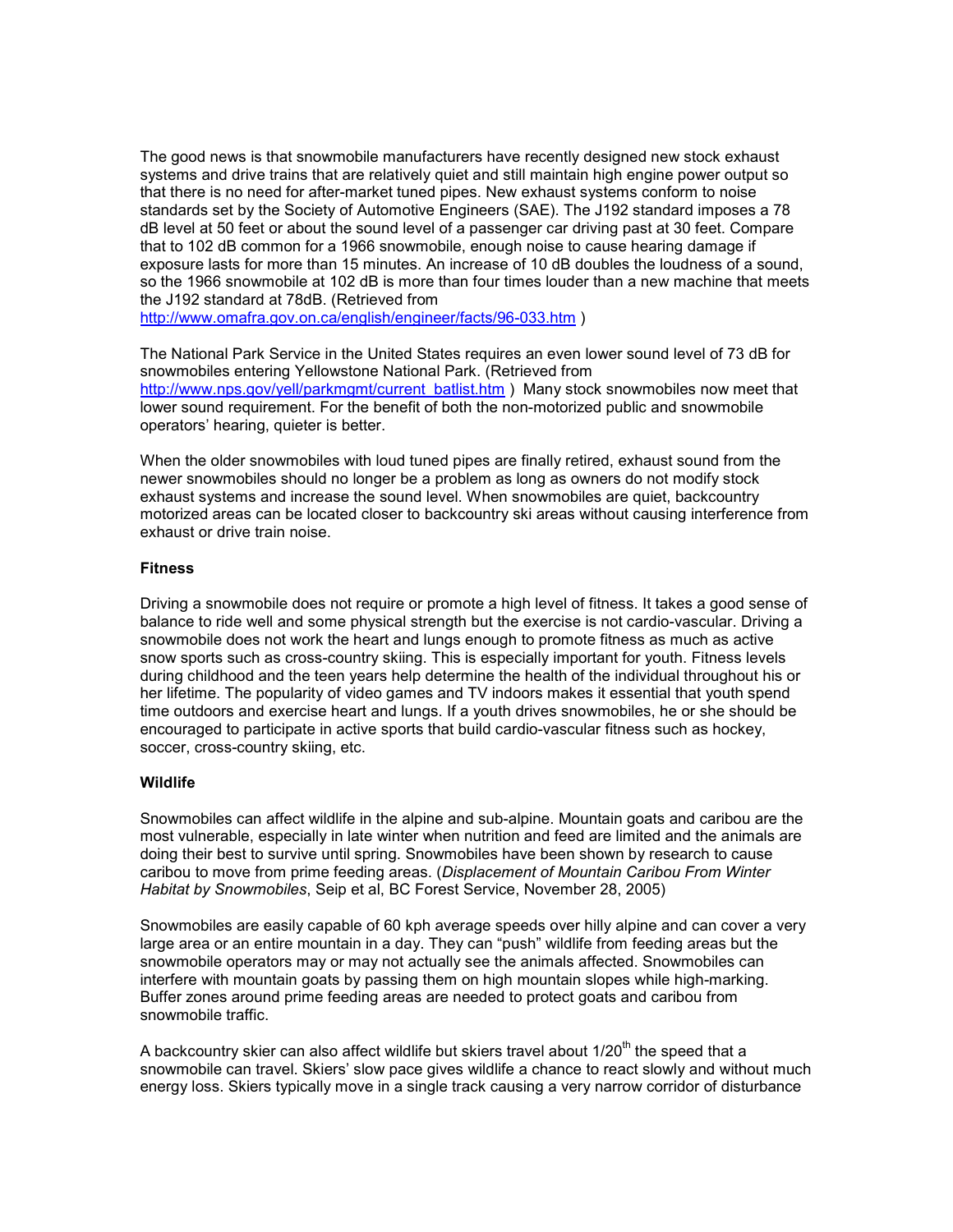The good news is that snowmobile manufacturers have recently designed new stock exhaust systems and drive trains that are relatively quiet and still maintain high engine power output so that there is no need for after-market tuned pipes. New exhaust systems conform to noise standards set by the Society of Automotive Engineers (SAE). The J192 standard imposes a 78 dB level at 50 feet or about the sound level of a passenger car driving past at 30 feet. Compare that to 102 dB common for a 1966 snowmobile, enough noise to cause hearing damage if exposure lasts for more than 15 minutes. An increase of 10 dB doubles the loudness of a sound, so the 1966 snowmobile at 102 dB is more than four times louder than a new machine that meets the J192 standard at 78dB. (Retrieved from http://www.omafra.gov.on.ca/english/engineer/facts/96-033.htm )

The National Park Service in the United States requires an even lower sound level of 73 dB for snowmobiles entering Yellowstone National Park. (Retrieved from http://www.nps.gov/yell/parkmgmt/current_batlist.htm ) Many stock snowmobiles now meet that lower sound requirement. For the benefit of both the non-motorized public and snowmobile operators' hearing, quieter is better.

When the older snowmobiles with loud tuned pipes are finally retired, exhaust sound from the newer snowmobiles should no longer be a problem as long as owners do not modify stock exhaust systems and increase the sound level. When snowmobiles are quiet, backcountry motorized areas can be located closer to backcountry ski areas without causing interference from exhaust or drive train noise.

**Fitness**

Driving a snowmobile does not require or promote a high level of fitness. It takes a good sense of balance to ride well and some physical strength but the exercise is not cardio-vascular. Driving a snowmobile does not work the heart and lungs enough to promote fitness as much as active snow sports such as cross-country skiing. This is especially important for youth. Fitness levels during childhood and the teen years help determine the health of the individual throughout his or her lifetime. The popularity of video games and TV indoors makes it essential that youth spend time outdoors and exercise heart and lungs. If a youth drives snowmobiles, he or she should be encouraged to participate in active sports that build cardio-vascular fitness such as hockey, soccer, cross-country skiing, etc.

**Wildlife**

Snowmobiles can affect wildlife in the alpine and sub-alpine. Mountain goats and caribou are the most vulnerable, especially in late winter when nutrition and feed are limited and the animals are doing their best to survive until spring. Snowmobiles have been shown by research to cause caribou to move from prime feeding areas. (*Displacement of Mountain Caribou From Winter Habitat by Snowmobiles*, Seip et al, BC Forest Service, November 28, 2005)

Snowmobiles are easily capable of 60 kph average speeds over hilly alpine and can cover a very large area or an entire mountain in a day. They can "push" wildlife from feeding areas but the snowmobile operators may or may not actually see the animals affected. Snowmobiles can interfere with mountain goats by passing them on high mountain slopes while high-marking. Buffer zones around prime feeding areas are needed to protect goats and caribou from snowmobile traffic.

A backcountry skier can also affect wildlife but skiers travel about 1/20th the speed that a snowmobile can travel. Skiers' slow pace gives wildlife a chance to react slowly and without much energy loss. Skiers typically move in a single track causing a very narrow corridor of disturbance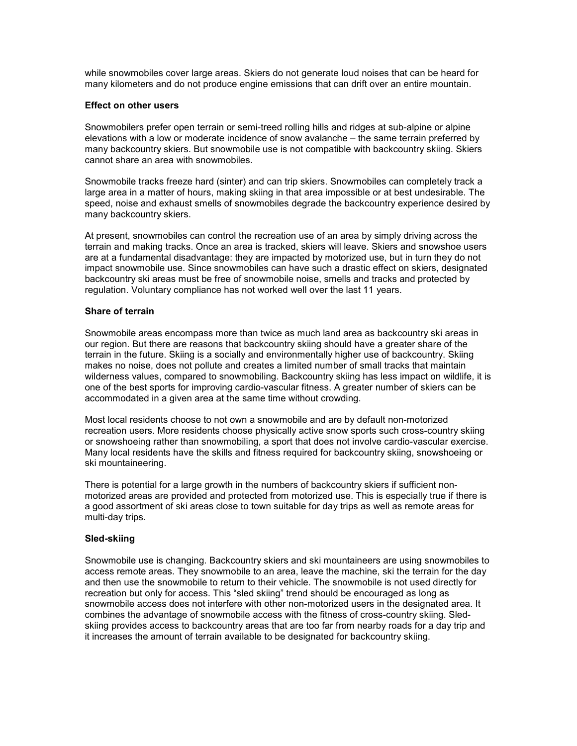while snowmobiles cover large areas. Skiers do not generate loud noises that can be heard for many kilometers and do not produce engine emissions that can drift over an entire mountain.

**Effect on other users**

Snowmobilers prefer open terrain or semi-treed rolling hills and ridges at sub-alpine or alpine elevations with a low or moderate incidence of snow avalanche – the same terrain preferred by many backcountry skiers. But snowmobile use is not compatible with backcountry skiing. Skiers cannot share an area with snowmobiles.

Snowmobile tracks freeze hard (sinter) and can trip skiers. Snowmobiles can completely track a large area in a matter of hours, making skiing in that area impossible or at best undesirable. The speed, noise and exhaust smells of snowmobiles degrade the backcountry experience desired by many backcountry skiers.

At present, snowmobiles can control the recreation use of an area by simply driving across the terrain and making tracks. Once an area is tracked, skiers will leave. Skiers and snowshoe users are at a fundamental disadvantage: they are impacted by motorized use, but in turn they do not impact snowmobile use. Since snowmobiles can have such a drastic effect on skiers, designated backcountry ski areas must be free of snowmobile noise, smells and tracks and protected by regulation. Voluntary compliance has not worked well over the last 11 years.

**Share of terrain**

Snowmobile areas encompass more than twice as much land area as backcountry ski areas in our region. But there are reasons that backcountry skiing should have a greater share of the terrain in the future. Skiing is a socially and environmentally higher use of backcountry. Skiing makes no noise, does not pollute and creates a limited number of small tracks that maintain wilderness values, compared to snowmobiling. Backcountry skiing has less impact on wildlife, it is one of the best sports for improving cardio-vascular fitness. A greater number of skiers can be accommodated in a given area at the same time without crowding.

Most local residents choose to not own a snowmobile and are by default non-motorized recreation users. More residents choose physically active snow sports such cross-country skiing or snowshoeing rather than snowmobiling, a sport that does not involve cardio-vascular exercise. Many local residents have the skills and fitness required for backcountry skiing, snowshoeing or ski mountaineering.

There is potential for a large growth in the numbers of backcountry skiers if sufficient non-motorized areas are provided and protected from motorized use. This is especially true if there is a good assortment of ski areas close to town suitable for day trips as well as remote areas for multi-day trips.

**Sled-skiing**

Snowmobile use is changing. Backcountry skiers and ski mountaineers are using snowmobiles to access remote areas. They snowmobile to an area, leave the machine, ski the terrain for the day and then use the snowmobile to return to their vehicle. The snowmobile is not used directly for recreation but only for access. This "sled skiing" trend should be encouraged as long as snowmobile access does not interfere with other non-motorized users in the designated area. It combines the advantage of snowmobile access with the fitness of cross-country skiing. Sled-skiing provides access to backcountry areas that are too far from nearby roads for a day trip and it increases the amount of terrain available to be designated for backcountry skiing.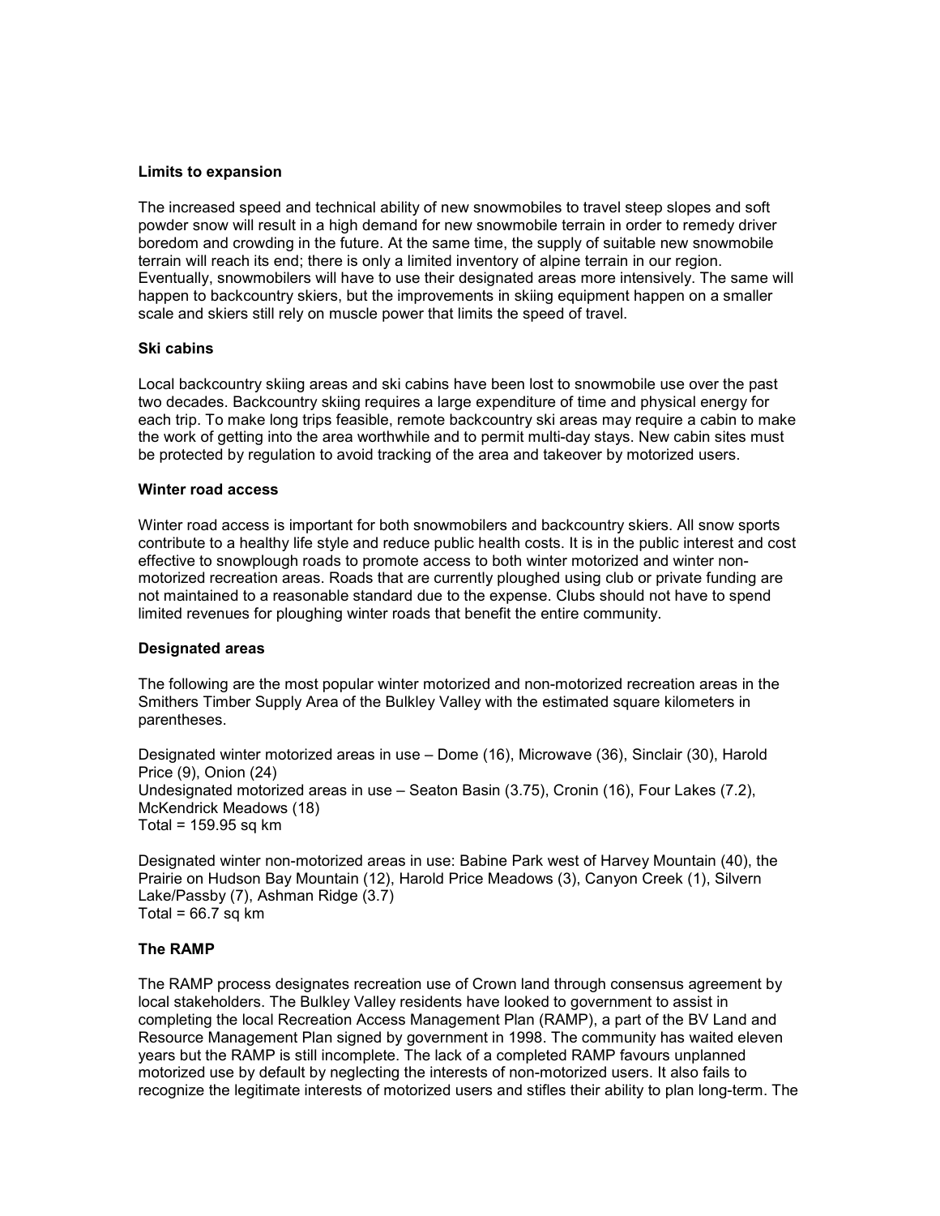### Limits to expansion

The increased speed and technical ability of new snowmobiles to travel steep slopes and soft powder snow will result in a high demand for new snowmobile terrain in order to remedy driver boredom and crowding in the future. At the same time, the supply of suitable new snowmobile terrain will reach its end; there is only a limited inventory of alpine terrain in our region. Eventually, snowmobilers will have to use their designated areas more intensively. The same will happen to backcountry skiers, but the improvements in skiing equipment happen on a smaller scale and skiers still rely on muscle power that limits the speed of travel.

### Ski cabins

Local backcountry skiing areas and ski cabins have been lost to snowmobile use over the past two decades. Backcountry skiing requires a large expenditure of time and physical energy for each trip. To make long trips feasible, remote backcountry ski areas may require a cabin to make the work of getting into the area worthwhile and to permit multi-day stays. New cabin sites must be protected by regulation to avoid tracking of the area and takeover by motorized users.

### Winter road access

Winter road access is important for both snowmobilers and backcountry skiers. All snow sports contribute to a healthy life style and reduce public health costs. It is in the public interest and cost effective to snowplough roads to promote access to both winter motorized and winter non-motorized recreation areas. Roads that are currently ploughed using club or private funding are not maintained to a reasonable standard due to the expense. Clubs should not have to spend limited revenues for ploughing winter roads that benefit the entire community.

### Designated areas

The following are the most popular winter motorized and non-motorized recreation areas in the Smithers Timber Supply Area of the Bulkley Valley with the estimated square kilometers in parentheses.

Designated winter motorized areas in use – Dome (16), Microwave (36), Sinclair (30), Harold Price (9), Onion (24)
Undesignated motorized areas in use – Seaton Basin (3.75), Cronin (16), Four Lakes (7.2), McKendrick Meadows (18)
Total = 159.95 sq km

Designated winter non-motorized areas in use: Babine Park west of Harvey Mountain (40), the Prairie on Hudson Bay Mountain (12), Harold Price Meadows (3), Canyon Creek (1), Silvern Lake/Passby (7), Ashman Ridge (3.7)
Total = 66.7 sq km

### The RAMP

The RAMP process designates recreation use of Crown land through consensus agreement by local stakeholders. The Bulkley Valley residents have looked to government to assist in completing the local Recreation Access Management Plan (RAMP), a part of the BV Land and Resource Management Plan signed by government in 1998. The community has waited eleven years but the RAMP is still incomplete. The lack of a completed RAMP favours unplanned motorized use by default by neglecting the interests of non-motorized users. It also fails to recognize the legitimate interests of motorized users and stifles their ability to plan long-term. The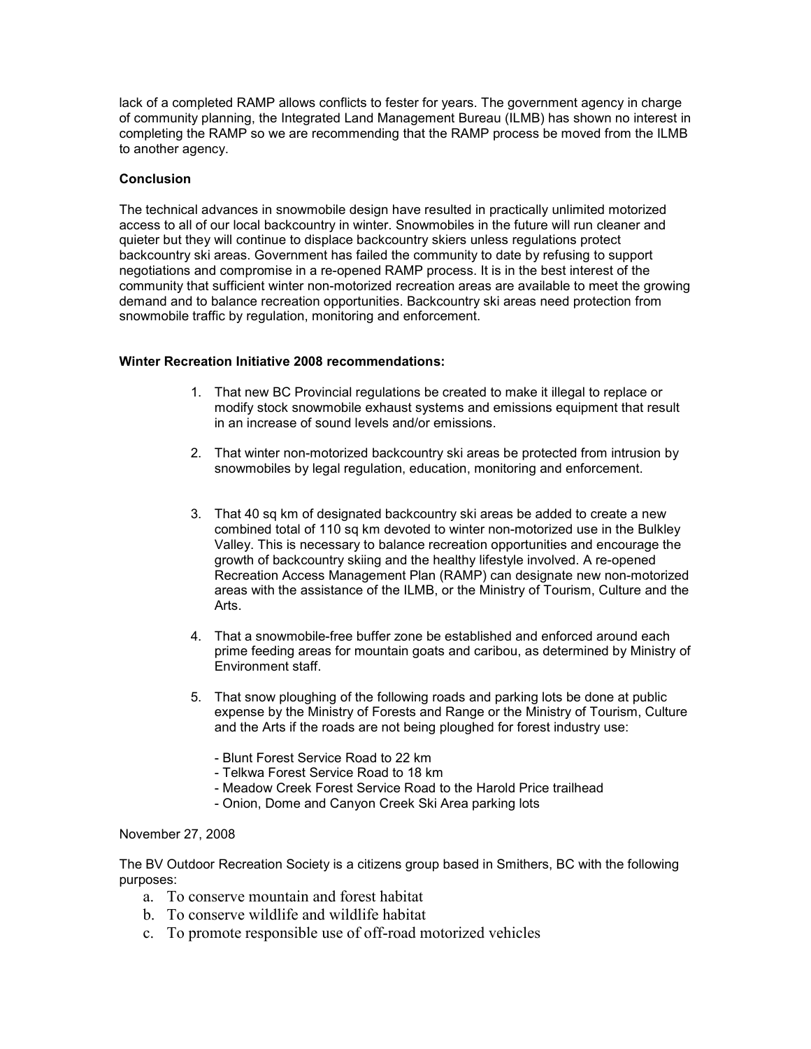lack of a completed RAMP allows conflicts to fester for years. The government agency in charge of community planning, the Integrated Land Management Bureau (ILMB) has shown no interest in completing the RAMP so we are recommending that the RAMP process be moved from the ILMB to another agency.

**Conclusion**

The technical advances in snowmobile design have resulted in practically unlimited motorized access to all of our local backcountry in winter. Snowmobiles in the future will run cleaner and quieter but they will continue to displace backcountry skiers unless regulations protect backcountry ski areas. Government has failed the community to date by refusing to support negotiations and compromise in a re-opened RAMP process. It is in the best interest of the community that sufficient winter non-motorized recreation areas are available to meet the growing demand and to balance recreation opportunities. Backcountry ski areas need protection from snowmobile traffic by regulation, monitoring and enforcement.

**Winter Recreation Initiative 2008 recommendations:**

1. That new BC Provincial regulations be created to make it illegal to replace or modify stock snowmobile exhaust systems and emissions equipment that result in an increase of sound levels and/or emissions.

2. That winter non-motorized backcountry ski areas be protected from intrusion by snowmobiles by legal regulation, education, monitoring and enforcement.

3. That 40 sq km of designated backcountry ski areas be added to create a new combined total of 110 sq km devoted to winter non-motorized use in the Bulkley Valley. This is necessary to balance recreation opportunities and encourage the growth of backcountry skiing and the healthy lifestyle involved. A re-opened Recreation Access Management Plan (RAMP) can designate new non-motorized areas with the assistance of the ILMB, or the Ministry of Tourism, Culture and the Arts.

4. That a snowmobile-free buffer zone be established and enforced around each prime feeding areas for mountain goats and caribou, as determined by Ministry of Environment staff.

5. That snow ploughing of the following roads and parking lots be done at public expense by the Ministry of Forests and Range or the Ministry of Tourism, Culture and the Arts if the roads are not being ploughed for forest industry use:

   - Blunt Forest Service Road to 22 km
   - Telkwa Forest Service Road to 18 km
   - Meadow Creek Forest Service Road to the Harold Price trailhead
   - Onion, Dome and Canyon Creek Ski Area parking lots

November 27, 2008

The BV Outdoor Recreation Society is a citizens group based in Smithers, BC with the following purposes:

a. To conserve mountain and forest habitat
b. To conserve wildlife and wildlife habitat
c. To promote responsible use of off-road motorized vehicles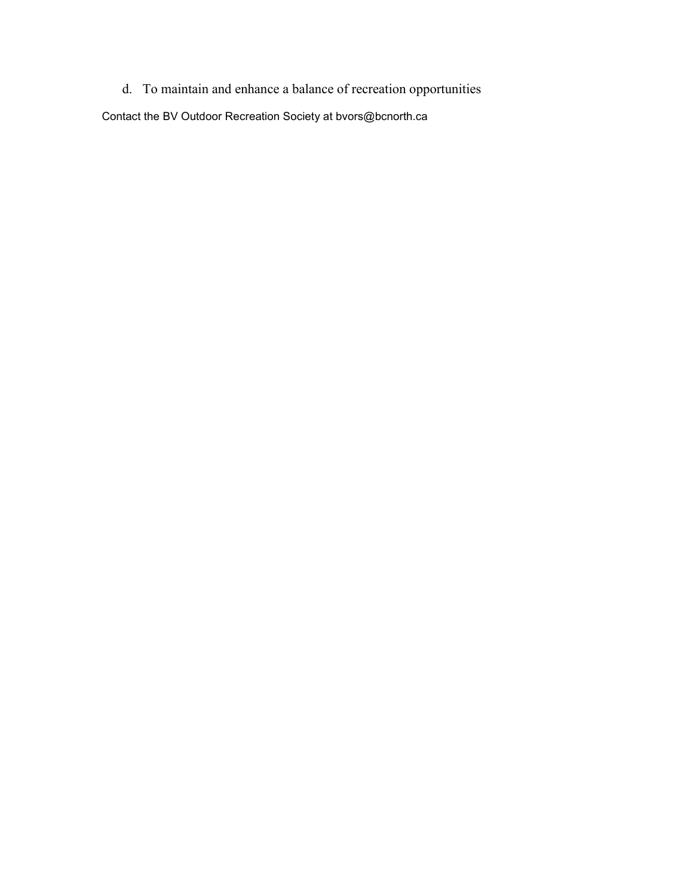d. To maintain and enhance a balance of recreation opportunities

Contact the BV Outdoor Recreation Society at bvors@bcnorth.ca